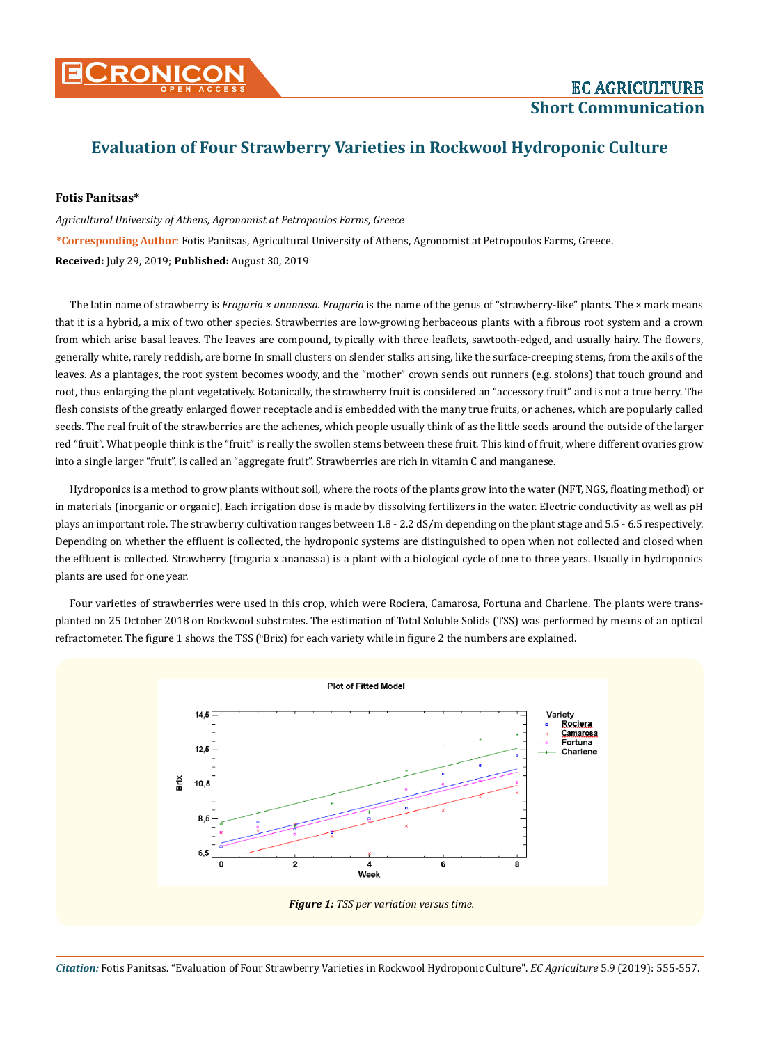# Evaluation of Four Strawberry Varieties in Rockwool Hydroponic Culture

**Fotis Panitsas***

*Agricultural University of Athens, Agronomist at Petropoulos Farms, Greece*

***Corresponding Author**: Fotis Panitsas, Agricultural University of Athens, Agronomist at Petropoulos Farms, Greece.

**Received:** July 29, 2019; **Published:** August 30, 2019

The latin name of strawberry is *Fragaria × ananassa*. *Fragaria* is the name of the genus of "strawberry-like" plants. The × mark means that it is a hybrid, a mix of two other species. Strawberries are low-growing herbaceous plants with a fibrous root system and a crown from which arise basal leaves. The leaves are compound, typically with three leaflets, sawtooth-edged, and usually hairy. The flowers, generally white, rarely reddish, are borne In small clusters on slender stalks arising, like the surface-creeping stems, from the axils of the leaves. As a plantages, the root system becomes woody, and the "mother" crown sends out runners (e.g. stolons) that touch ground and root, thus enlarging the plant vegetatively. Botanically, the strawberry fruit is considered an "accessory fruit" and is not a true berry. The flesh consists of the greatly enlarged flower receptacle and is embedded with the many true fruits, or achenes, which are popularly called seeds. The real fruit of the strawberries are the achenes, which people usually think of as the little seeds around the outside of the larger red "fruit". What people think is the "fruit" is really the swollen stems between these fruit. This kind of fruit, where different ovaries grow into a single larger "fruit", is called an "aggregate fruit". Strawberries are rich in vitamin C and manganese.

Hydroponics is a method to grow plants without soil, where the roots of the plants grow into the water (NFT, NGS, floating method) or in materials (inorganic or organic). Each irrigation dose is made by dissolving fertilizers in the water. Electric conductivity as well as pH plays an important role. The strawberry cultivation ranges between 1.8 - 2.2 dS/m depending on the plant stage and 5.5 - 6.5 respectively. Depending on whether the effluent is collected, the hydroponic systems are distinguished to open when not collected and closed when the effluent is collected. Strawberry (fragaria x ananassa) is a plant with a biological cycle of one to three years. Usually in hydroponics plants are used for one year.

Four varieties of strawberries were used in this crop, which were Rociera, Camarosa, Fortuna and Charlene. The plants were transplanted on 25 October 2018 on Rockwool substrates. The estimation of Total Soluble Solids (TSS) was performed by means of an optical refractometer. The figure 1 shows the TSS (°Brix) for each variety while in figure 2 the numbers are explained.

***Figure 1:*** *TSS per variation versus time.*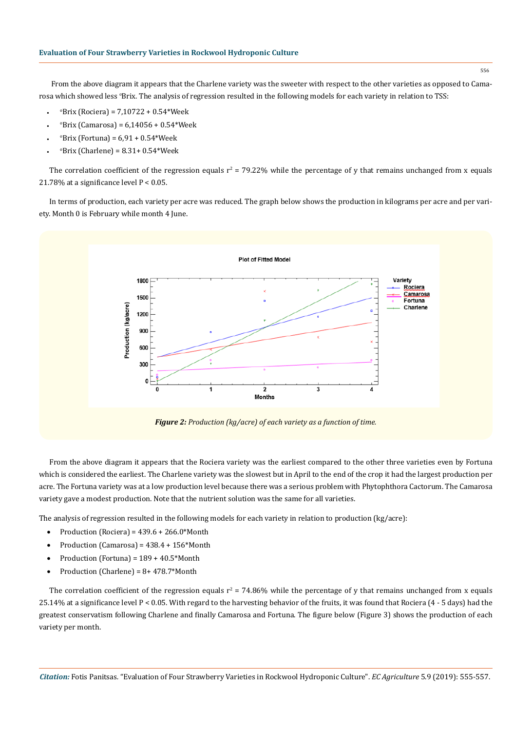From the above diagram it appears that the Charlene variety was the sweeter with respect to the other varieties as opposed to Camarosa which showed less °Brix. The analysis of regression resulted in the following models for each variety in relation to TSS:

- °Brix (Rociera) = 7,10722 + 0.54*Week
- °Brix (Camarosa) = 6,14056 + 0.54*Week
- °Brix (Fortuna) = 6,91 + 0.54*Week
- °Brix (Charlene) = 8.31+ 0.54*Week

The correlation coefficient of the regression equals $r^2$ = 79.22% while the percentage of y that remains unchanged from x equals 21.78% at a significance level $P < 0.05$.

In terms of production, each variety per acre was reduced. The graph below shows the production in kilograms per acre and per variety. Month 0 is February while month 4 June.

*Figure 2: Production (kg/acre) of each variety as a function of time.*

From the above diagram it appears that the Rociera variety was the earliest compared to the other three varieties even by Fortuna which is considered the earliest. The Charlene variety was the slowest but in April to the end of the crop it had the largest production per acre. The Fortuna variety was at a low production level because there was a serious problem with Phytophthora Cactorum. The Camarosa variety gave a modest production. Note that the nutrient solution was the same for all varieties.

The analysis of regression resulted in the following models for each variety in relation to production (kg/acre):

- Production (Rociera) = 439.6 + 266.0*Month
- Production (Camarosa) = 438.4 + 156*Month
- Production (Fortuna) = 189 + 40.5*Month
- Production (Charlene) = 8+ 478.7*Month

The correlation coefficient of the regression equals $r^2$ = 74.86% while the percentage of y that remains unchanged from x equals 25.14% at a significance level $P < 0.05$. With regard to the harvesting behavior of the fruits, it was found that Rociera (4 - 5 days) had the greatest conservatism following Charlene and finally Camarosa and Fortuna. The figure below (Figure 3) shows the production of each variety per month.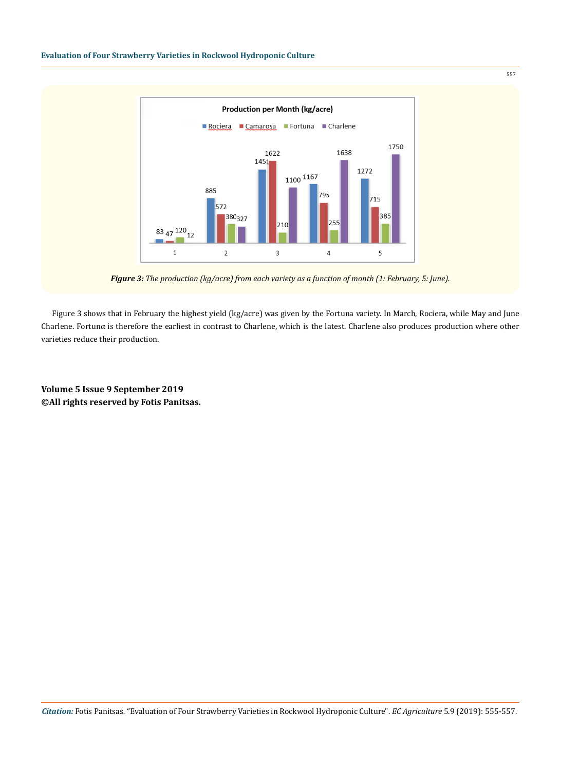Production per Month (kg/acre)

Rociera  Camarosa  Fortuna  Charlene

83 47 120 12

885 572 380 327

1451 1622 210 1100

1167 795 255 1638

1272 715 385 1750

1 2 3 4 5

***Figure 3:*** *The production (kg/acre) from each variety as a function of month (1: February, 5: June).*

Figure 3 shows that in February the highest yield (kg/acre) was given by the Fortuna variety. In March, Rociera, while May and June Charlene. Fortunα is therefore the earliest in contrast to Charlene, which is the latest. Charlene also produces production where other varieties reduce their production.

**Volume 5 Issue 9 September 2019**
**©All rights reserved by Fotis Panitsas.**